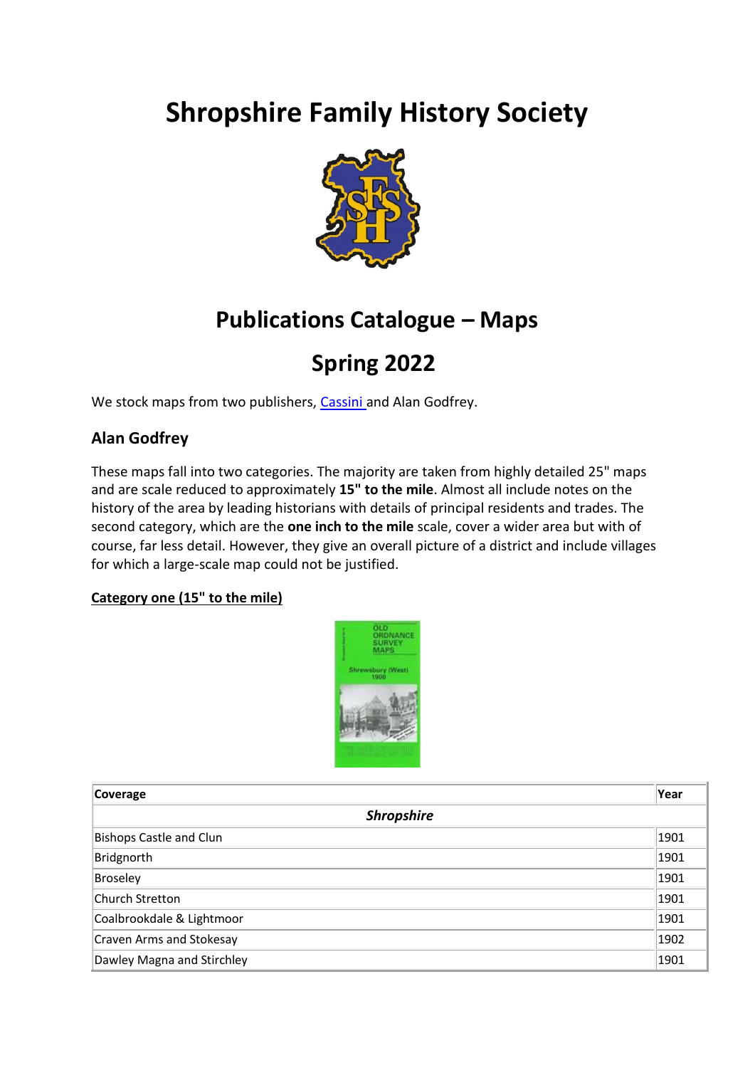# Shropshire Family History Society

## Publications Catalogue – Maps

## Spring 2022

We stock maps from two publishers, Cassini and Alan Godfrey.

### Alan Godfrey

These maps fall into two categories. The majority are taken from highly detailed 25" maps and are scale reduced to approximately **15" to the mile**. Almost all include notes on the history of the area by leading historians with details of principal residents and trades. The second category, which are the **one inch to the mile** scale, cover a wider area but with of course, far less detail. However, they give an overall picture of a district and include villages for which a large-scale map could not be justified.

**Category one (15" to the mile)**

| Coverage | Year |
|---|---|
| ***Shropshire*** | |
| Bishops Castle and Clun | 1901 |
| Bridgnorth | 1901 |
| Broseley | 1901 |
| Church Stretton | 1901 |
| Coalbrookdale & Lightmoor | 1901 |
| Craven Arms and Stokesay | 1902 |
| Dawley Magna and Stirchley | 1901 |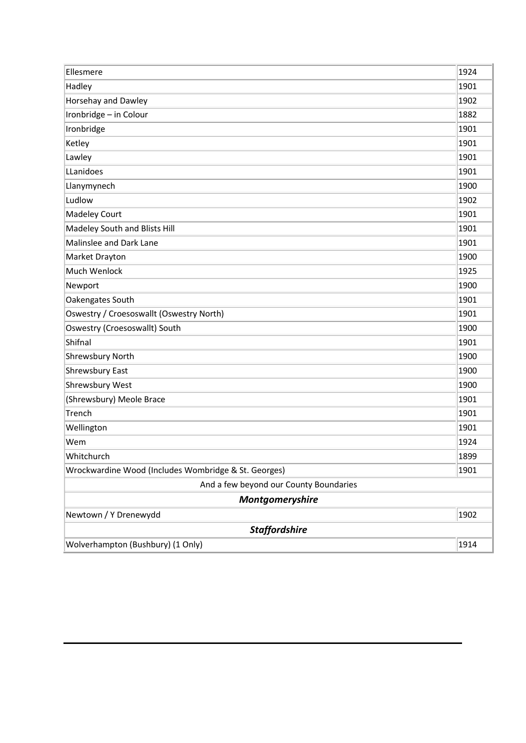| | |
|---|---|
| Ellesmere | 1924 |
| Hadley | 1901 |
| Horsehay and Dawley | 1902 |
| Ironbridge – in Colour | 1882 |
| Ironbridge | 1901 |
| Ketley | 1901 |
| Lawley | 1901 |
| LLanidoes | 1901 |
| Llanymynech | 1900 |
| Ludlow | 1902 |
| Madeley Court | 1901 |
| Madeley South and Blists Hill | 1901 |
| Malinslee and Dark Lane | 1901 |
| Market Drayton | 1900 |
| Much Wenlock | 1925 |
| Newport | 1900 |
| Oakengates South | 1901 |
| Oswestry / Croesoswallt (Oswestry North) | 1901 |
| Oswestry (Croesoswallt) South | 1900 |
| Shifnal | 1901 |
| Shrewsbury North | 1900 |
| Shrewsbury East | 1900 |
| Shrewsbury West | 1900 |
| (Shrewsbury) Meole Brace | 1901 |
| Trench | 1901 |
| Wellington | 1901 |
| Wem | 1924 |
| Whitchurch | 1899 |
| Wrockwardine Wood (Includes Wombridge & St. Georges) | 1901 |
| And a few beyond our County Boundaries | |
| ***Montgomeryshire*** | |
| Newtown / Y Drenewydd | 1902 |
| ***Staffordshire*** | |
| Wolverhampton (Bushbury) (1 Only) | 1914 |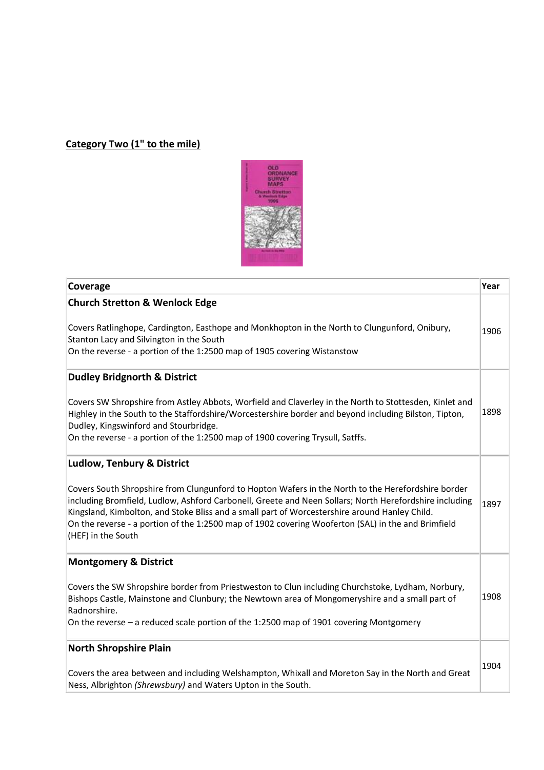## Category Two (1" to the mile)

| Coverage | Year |
|---|---|
| **Church Stretton & Wenlock Edge**<br><br>Covers Ratlinghope, Cardington, Easthope and Monkhopton in the North to Clungunford, Onibury, Stanton Lacy and Silvington in the South<br>On the reverse - a portion of the 1:2500 map of 1905 covering Wistanstow | 1906 |
| **Dudley Bridgnorth & District**<br><br>Covers SW Shropshire from Astley Abbots, Worfield and Claverley in the North to Stottesden, Kinlet and Highley in the South to the Staffordshire/Worcestershire border and beyond including Bilston, Tipton, Dudley, Kingswinford and Stourbridge.<br>On the reverse - a portion of the 1:2500 map of 1900 covering Trysull, Satffs. | 1898 |
| **Ludlow, Tenbury & District**<br><br>Covers South Shropshire from Clungunford to Hopton Wafers in the North to the Herefordshire border including Bromfield, Ludlow, Ashford Carbonell, Greete and Neen Sollars; North Herefordshire including Kingsland, Kimbolton, and Stoke Bliss and a small part of Worcestershire around Hanley Child.<br>On the reverse - a portion of the 1:2500 map of 1902 covering Wooferton (SAL) in the and Brimfield (HEF) in the South | 1897 |
| **Montgomery & District**<br><br>Covers the SW Shropshire border from Priestweston to Clun including Churchstoke, Lydham, Norbury, Bishops Castle, Mainstone and Clunbury; the Newtown area of Mongomeryshire and a small part of Radnorshire.<br>On the reverse – a reduced scale portion of the 1:2500 map of 1901 covering Montgomery | 1908 |
| **North Shropshire Plain**<br><br>Covers the area between and including Welshampton, Whixall and Moreton Say in the North and Great Ness, Albrighton *(Shrewsbury)* and Waters Upton in the South. | 1904 |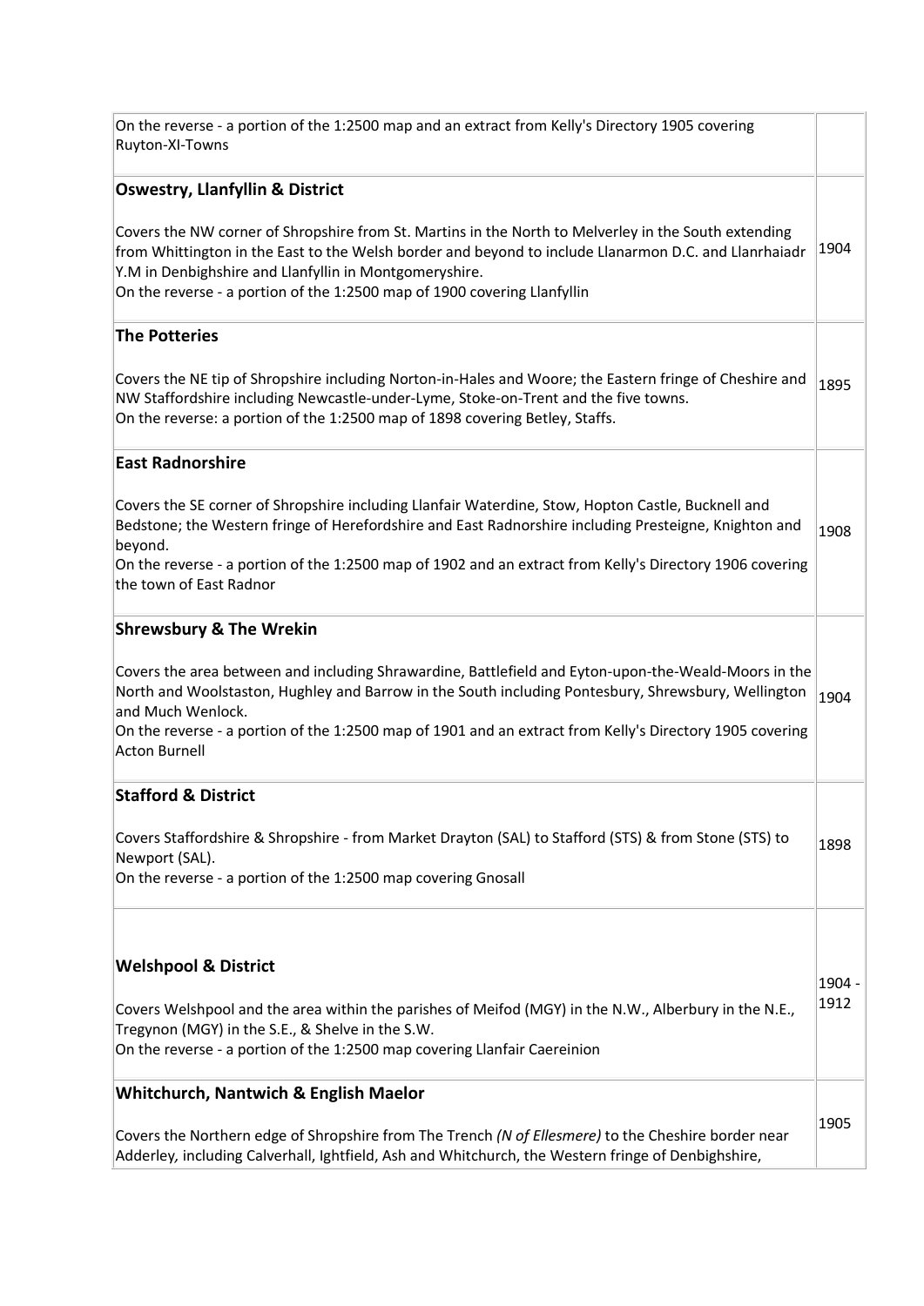| | |
|---|---|
| On the reverse - a portion of the 1:2500 map and an extract from Kelly's Directory 1905 covering Ruyton-XI-Towns | |
| **Oswestry, Llanfyllin & District**<br><br>Covers the NW corner of Shropshire from St. Martins in the North to Melverley in the South extending from Whittington in the East to the Welsh border and beyond to include Llanarmon D.C. and Llanrhaiadr Y.M in Denbighshire and Llanfyllin in Montgomeryshire.<br>On the reverse - a portion of the 1:2500 map of 1900 covering Llanfyllin | 1904 |
| **The Potteries**<br><br>Covers the NE tip of Shropshire including Norton-in-Hales and Woore; the Eastern fringe of Cheshire and NW Staffordshire including Newcastle-under-Lyme, Stoke-on-Trent and the five towns.<br>On the reverse: a portion of the 1:2500 map of 1898 covering Betley, Staffs. | 1895 |
| **East Radnorshire**<br><br>Covers the SE corner of Shropshire including Llanfair Waterdine, Stow, Hopton Castle, Bucknell and Bedstone; the Western fringe of Herefordshire and East Radnorshire including Presteigne, Knighton and beyond.<br>On the reverse - a portion of the 1:2500 map of 1902 and an extract from Kelly's Directory 1906 covering the town of East Radnor | 1908 |
| **Shrewsbury & The Wrekin**<br><br>Covers the area between and including Shrawardine, Battlefield and Eyton-upon-the-Weald-Moors in the North and Woolstaston, Hughley and Barrow in the South including Pontesbury, Shrewsbury, Wellington and Much Wenlock.<br>On the reverse - a portion of the 1:2500 map of 1901 and an extract from Kelly's Directory 1905 covering Acton Burnell | 1904 |
| **Stafford & District**<br><br>Covers Staffordshire & Shropshire - from Market Drayton (SAL) to Stafford (STS) & from Stone (STS) to Newport (SAL).<br>On the reverse - a portion of the 1:2500 map covering Gnosall | 1898 |
| **Welshpool & District**<br><br>Covers Welshpool and the area within the parishes of Meifod (MGY) in the N.W., Alberbury in the N.E., Tregynon (MGY) in the S.E., & Shelve in the S.W.<br>On the reverse - a portion of the 1:2500 map covering Llanfair Caereinion | 1904 - 1912 |
| **Whitchurch, Nantwich & English Maelor**<br><br>Covers the Northern edge of Shropshire from The Trench *(N of Ellesmere)* to the Cheshire border near Adderley, including Calverhall, Ightfield, Ash and Whitchurch, the Western fringe of Denbighshire, | 1905 |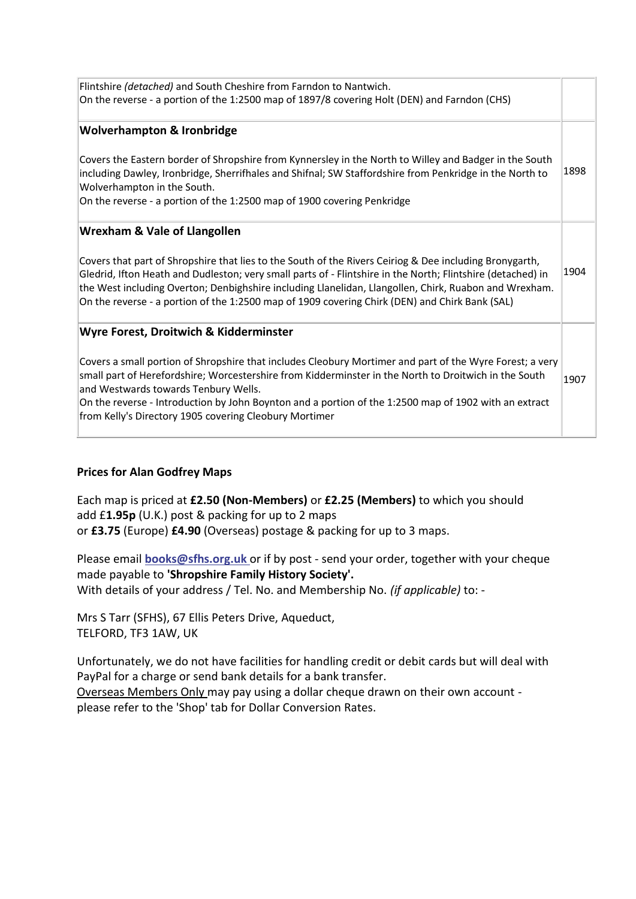| | |
|---|---|
| Flintshire *(detached)* and South Cheshire from Farndon to Nantwich.<br>On the reverse - a portion of the 1:2500 map of 1897/8 covering Holt (DEN) and Farndon (CHS) | |
| **Wolverhampton & Ironbridge**<br><br>Covers the Eastern border of Shropshire from Kynnersley in the North to Willey and Badger in the South including Dawley, Ironbridge, Sherrifhales and Shifnal; SW Staffordshire from Penkridge in the North to Wolverhampton in the South.<br>On the reverse - a portion of the 1:2500 map of 1900 covering Penkridge | 1898 |
| **Wrexham & Vale of Llangollen**<br><br>Covers that part of Shropshire that lies to the South of the Rivers Ceiriog & Dee including Bronygarth, Gledrid, Ifton Heath and Dudleston; very small parts of - Flintshire in the North; Flintshire (detached) in the West including Overton; Denbighshire including Llanelidan, Llangollen, Chirk, Ruabon and Wrexham.<br>On the reverse - a portion of the 1:2500 map of 1909 covering Chirk (DEN) and Chirk Bank (SAL) | 1904 |
| **Wyre Forest, Droitwich & Kidderminster**<br><br>Covers a small portion of Shropshire that includes Cleobury Mortimer and part of the Wyre Forest; a very small part of Herefordshire; Worcestershire from Kidderminster in the North to Droitwich in the South and Westwards towards Tenbury Wells.<br>On the reverse - Introduction by John Boynton and a portion of the 1:2500 map of 1902 with an extract from Kelly's Directory 1905 covering Cleobury Mortimer | 1907 |

**Prices for Alan Godfrey Maps**

Each map is priced at **£2.50 (Non-Members)** or **£2.25 (Members)** to which you should add £**1.95p** (U.K.) post & packing for up to 2 maps
or **£3.75** (Europe) **£4.90** (Overseas) postage & packing for up to 3 maps.

Please email **books@sfhs.org.uk** or if by post - send your order, together with your cheque made payable to **'Shropshire Family History Society'.**
With details of your address / Tel. No. and Membership No. *(if applicable)* to: -

Mrs S Tarr (SFHS), 67 Ellis Peters Drive, Aqueduct,
TELFORD, TF3 1AW, UK

Unfortunately, we do not have facilities for handling credit or debit cards but will deal with PayPal for a charge or send bank details for a bank transfer.
Overseas Members Only may pay using a dollar cheque drawn on their own account - please refer to the 'Shop' tab for Dollar Conversion Rates.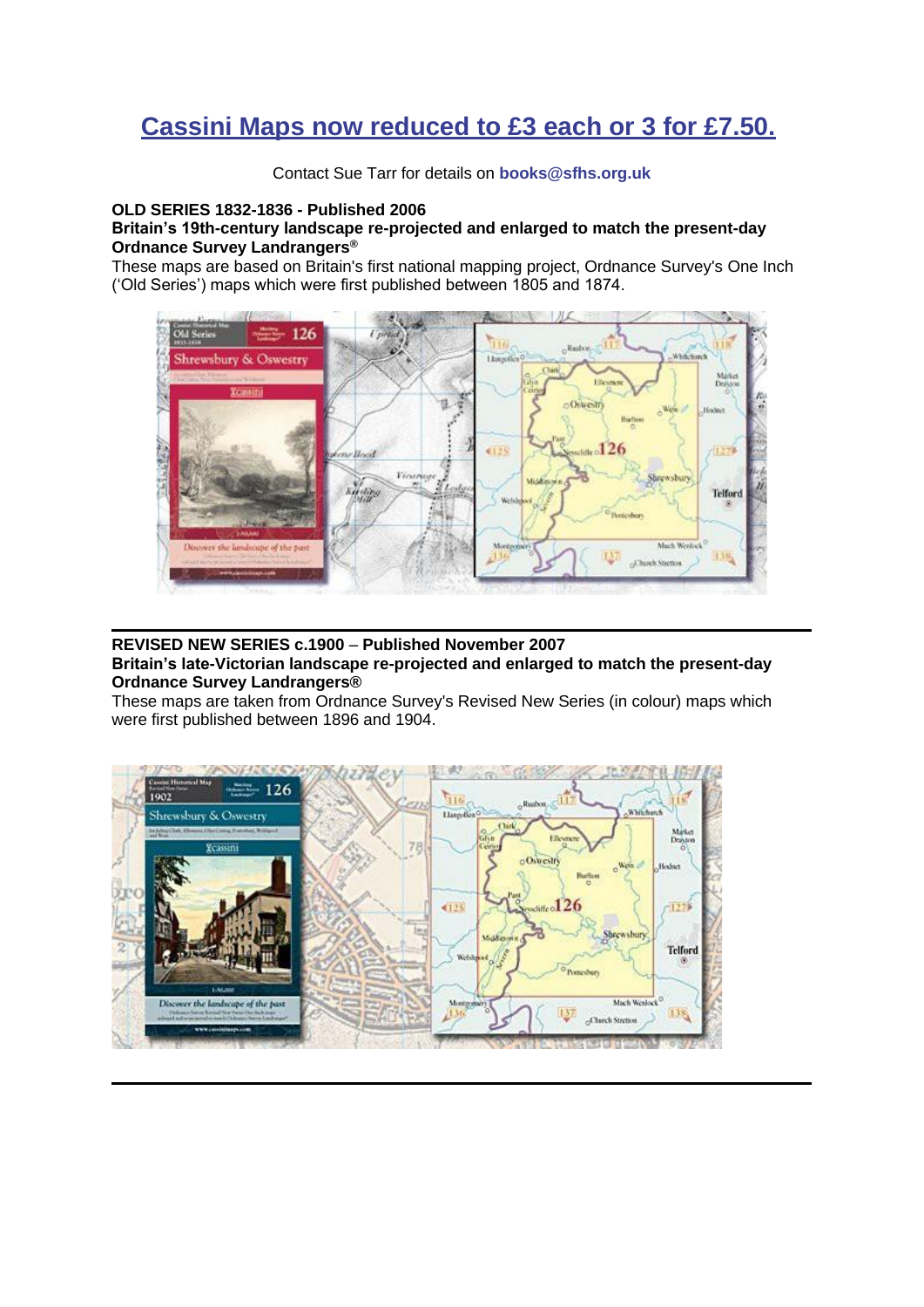# Cassini Maps now reduced to £3 each or 3 for £7.50.

Contact Sue Tarr for details on **books@sfhs.org.uk**

**OLD SERIES 1832-1836 - Published 2006**
**Britain's 19th-century landscape re-projected and enlarged to match the present-day Ordnance Survey Landrangers®**
These maps are based on Britain's first national mapping project, Ordnance Survey's One Inch ('Old Series') maps which were first published between 1805 and 1874.

---

**REVISED NEW SERIES c.1900 – Published November 2007**
**Britain's late-Victorian landscape re-projected and enlarged to match the present-day Ordnance Survey Landrangers®**
These maps are taken from Ordnance Survey's Revised New Series (in colour) maps which were first published between 1896 and 1904.

---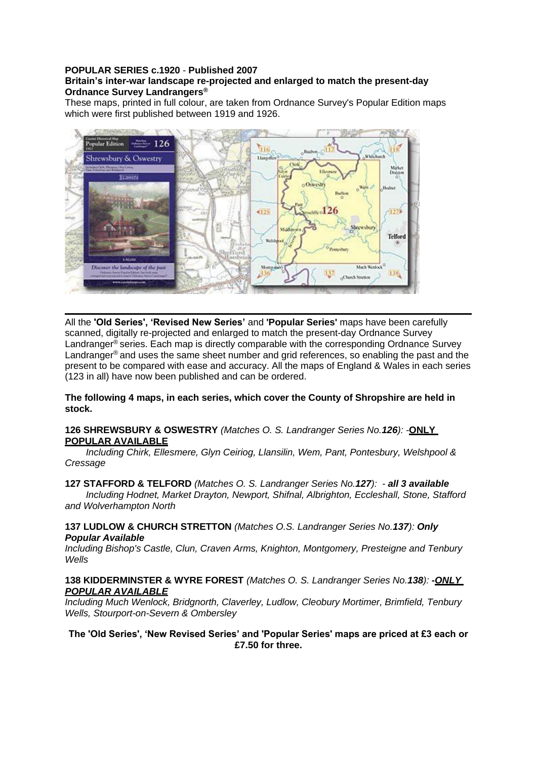**POPULAR SERIES c.1920** - **Published 2007**

**Britain's inter-war landscape re-projected and enlarged to match the present-day Ordnance Survey Landrangers®**

These maps, printed in full colour, are taken from Ordnance Survey's Popular Edition maps which were first published between 1919 and 1926.

---

All the **'Old Series', 'Revised New Series'** and **'Popular Series'** maps have been carefully scanned, digitally re-projected and enlarged to match the present-day Ordnance Survey Landranger® series. Each map is directly comparable with the corresponding Ordnance Survey Landranger® and uses the same sheet number and grid references, so enabling the past and the present to be compared with ease and accuracy. All the maps of England & Wales in each series (123 in all) have now been published and can be ordered.

**The following 4 maps, in each series, which cover the County of Shropshire are held in stock.**

**126 SHREWSBURY & OSWESTRY** *(Matches O. S. Landranger Series No.**126**):* -**ONLY POPULAR AVAILABLE**

*Including Chirk, Ellesmere, Glyn Ceiriog, Llansilin, Wem, Pant, Pontesbury, Welshpool & Cressage*

**127 STAFFORD & TELFORD** *(Matches O. S. Landranger Series No.**127**):* - ***all 3 available***

*Including Hodnet, Market Drayton, Newport, Shifnal, Albrighton, Eccleshall, Stone, Stafford and Wolverhampton North*

**137 LUDLOW & CHURCH STRETTON** *(Matches O.S. Landranger Series No.**137**):* ***Only Popular Available***

*Including Bishop's Castle, Clun, Craven Arms, Knighton, Montgomery, Presteigne and Tenbury Wells*

**138 KIDDERMINSTER & WYRE FOREST** *(Matches O. S. Landranger Series No.**138**):* ***-ONLY POPULAR AVAILABLE***

*Including Much Wenlock, Bridgnorth, Claverley, Ludlow, Cleobury Mortimer, Brimfield, Tenbury Wells, Stourport-on-Severn & Ombersley*

**The 'Old Series', 'New Revised Series' and 'Popular Series' maps are priced at £3 each or £7.50 for three.**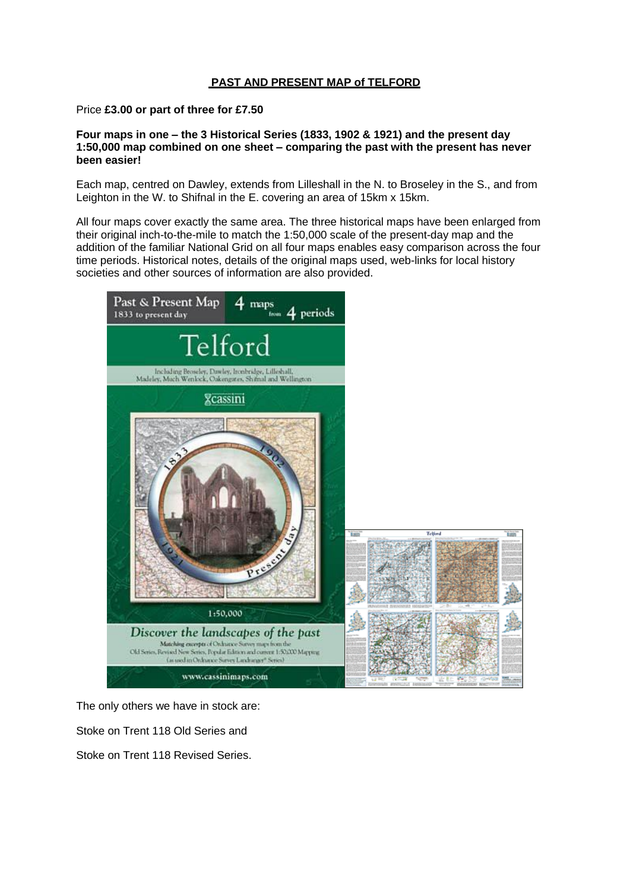## PAST AND PRESENT MAP of TELFORD

Price **£3.00 or part of three for £7.50**

**Four maps in one – the 3 Historical Series (1833, 1902 & 1921) and the present day 1:50,000 map combined on one sheet – comparing the past with the present has never been easier!**

Each map, centred on Dawley, extends from Lilleshall in the N. to Broseley in the S., and from Leighton in the W. to Shifnal in the E. covering an area of 15km x 15km.

All four maps cover exactly the same area. The three historical maps have been enlarged from their original inch-to-the-mile to match the 1:50,000 scale of the present-day map and the addition of the familiar National Grid on all four maps enables easy comparison across the four time periods. Historical notes, details of the original maps used, web-links for local history societies and other sources of information are also provided.

The only others we have in stock are:

Stoke on Trent 118 Old Series and

Stoke on Trent 118 Revised Series.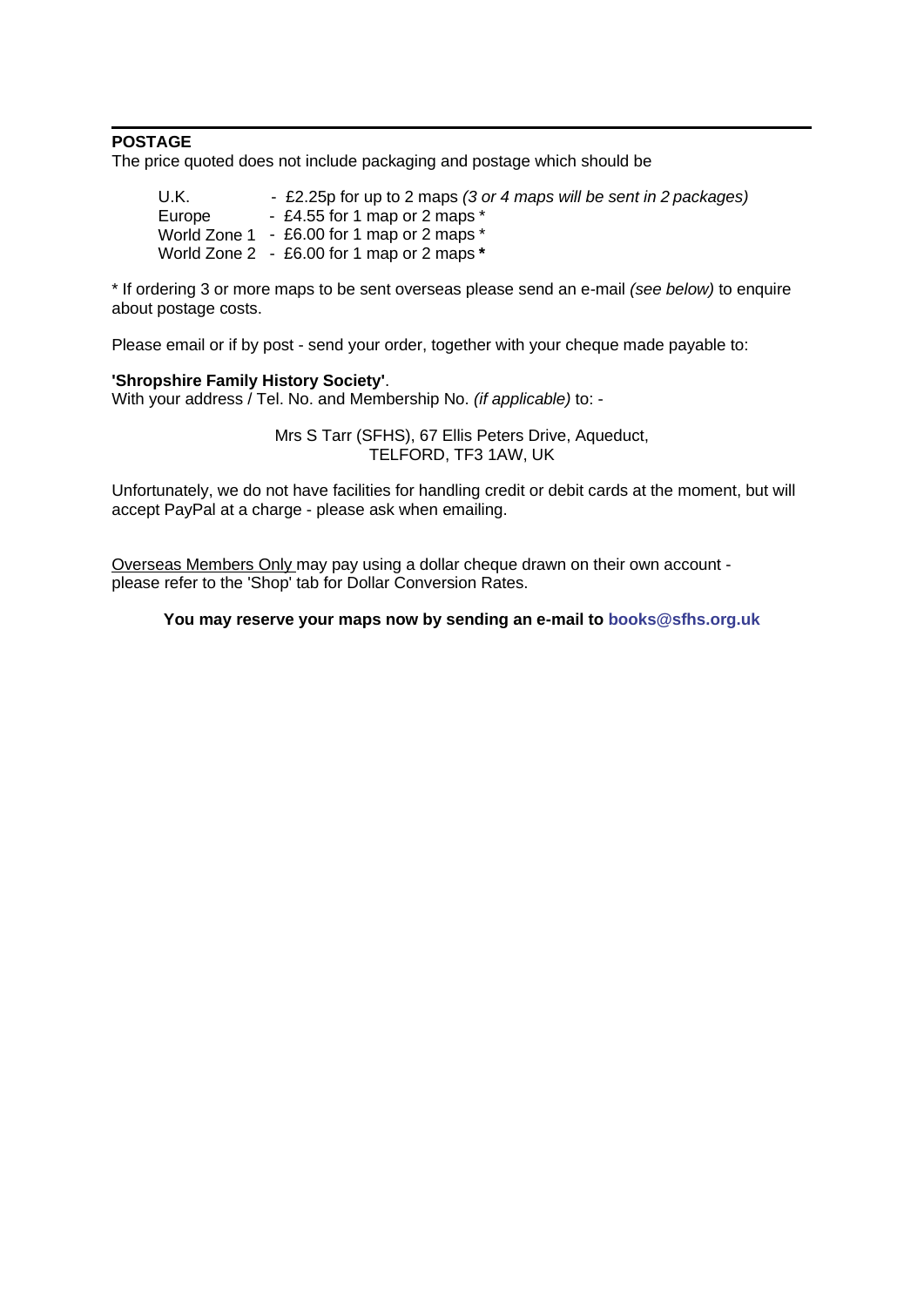## POSTAGE

The price quoted does not include packaging and postage which should be

| | |
|---|---|
| U.K. | - £2.25p for up to 2 maps *(3 or 4 maps will be sent in 2 packages)* |
| Europe | - £4.55 for 1 map or 2 maps * |
| World Zone 1 | - £6.00 for 1 map or 2 maps * |
| World Zone 2 | - £6.00 for 1 map or 2 maps **\*** |

* If ordering 3 or more maps to be sent overseas please send an e-mail *(see below)* to enquire about postage costs.

Please email or if by post - send your order, together with your cheque made payable to:

**'Shropshire Family History Society'**.
With your address / Tel. No. and Membership No. *(if applicable)* to: -

Mrs S Tarr (SFHS), 67 Ellis Peters Drive, Aqueduct,
TELFORD, TF3 1AW, UK

Unfortunately, we do not have facilities for handling credit or debit cards at the moment, but will accept PayPal at a charge - please ask when emailing.

<u>Overseas Members Only</u> may pay using a dollar cheque drawn on their own account - please refer to the 'Shop' tab for Dollar Conversion Rates.

**You may reserve your maps now by sending an e-mail to books@sfhs.org.uk**